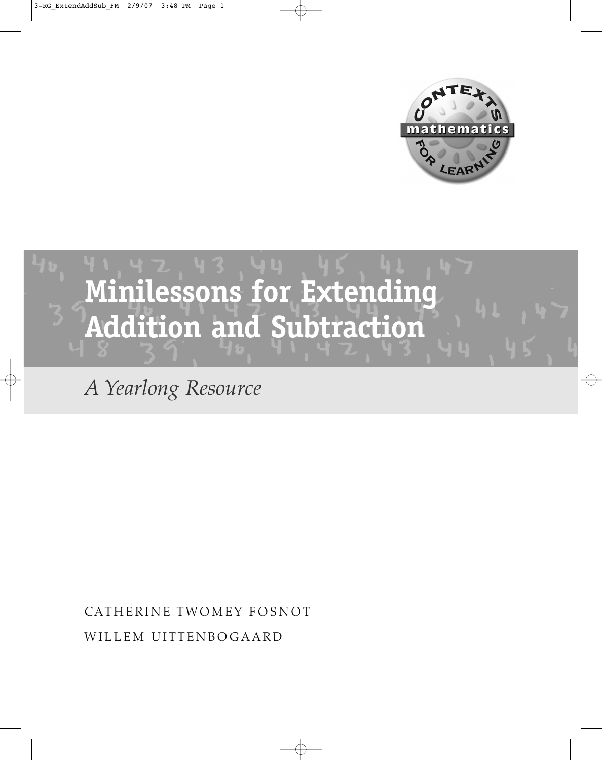# Minilessons for Extending Addition and Subtraction

*A Yearlong Resource*

CATHERINE TWOMEY FOSNOT

WILLEM UITTENBOGAARD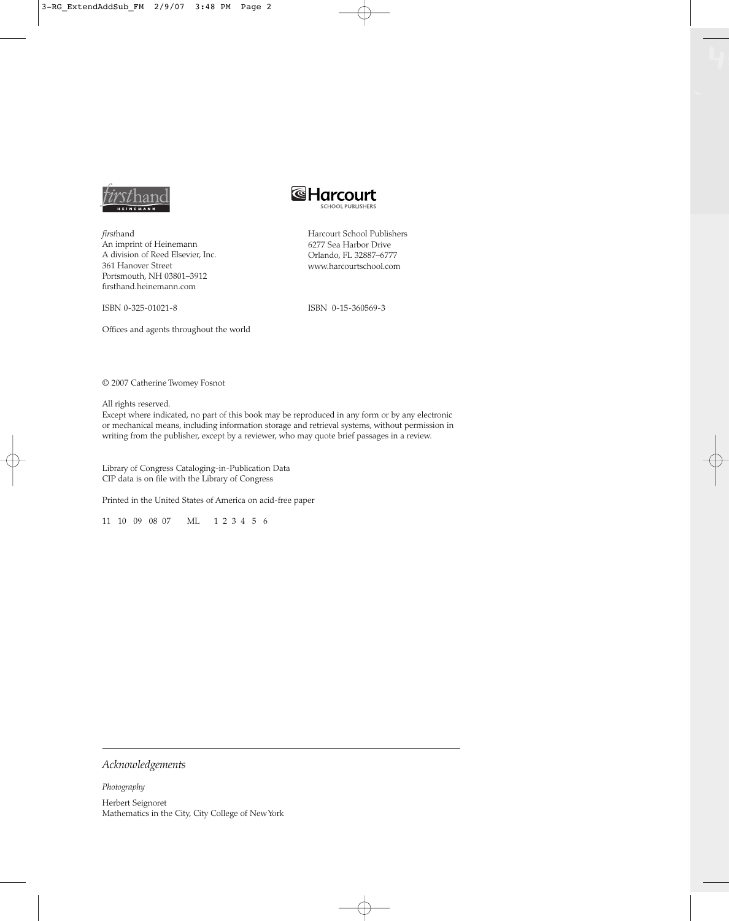*first*hand
An imprint of Heinemann
A division of Reed Elsevier, Inc.
361 Hanover Street
Portsmouth, NH 03801–3912
firsthand.heinemann.com

ISBN 0-325-01021-8

Offices and agents throughout the world

Harcourt School Publishers
6277 Sea Harbor Drive
Orlando, FL 32887–6777
www.harcourtschool.com

ISBN 0-15-360569-3

© 2007 Catherine Twomey Fosnot

All rights reserved.
Except where indicated, no part of this book may be reproduced in any form or by any electronic or mechanical means, including information storage and retrieval systems, without permission in writing from the publisher, except by a reviewer, who may quote brief passages in a review.

Library of Congress Cataloging-in-Publication Data
CIP data is on file with the Library of Congress

Printed in the United States of America on acid-free paper

11 10 09 08 07 ML 1 2 3 4 5 6

---

*Acknowledgements*

*Photography*

Herbert Seignoret
Mathematics in the City, City College of New York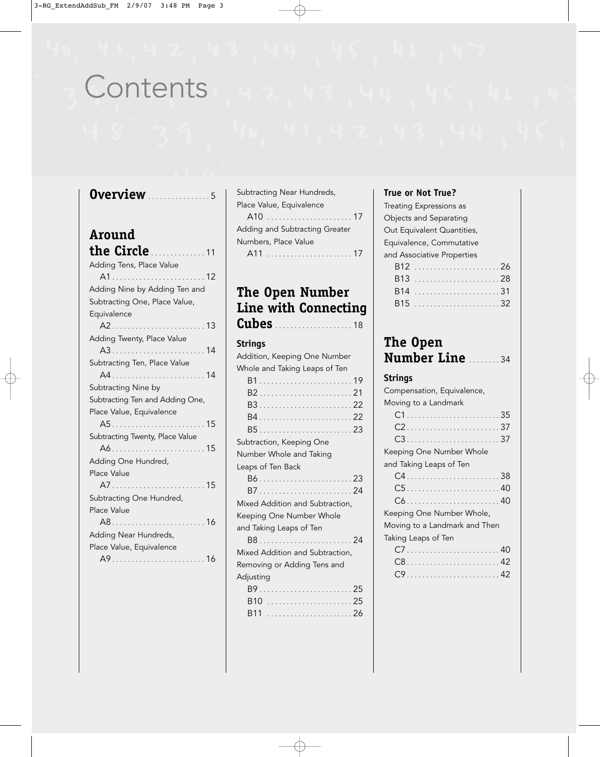# Contents

## Overview ... 5

## Around the Circle ... 11

Adding Tens, Place Value
- A1 ... 12

Adding Nine by Adding Ten and Subtracting One, Place Value, Equivalence
- A2 ... 13

Adding Twenty, Place Value
- A3 ... 14

Subtracting Ten, Place Value
- A4 ... 14

Subtracting Nine by Subtracting Ten and Adding One, Place Value, Equivalence
- A5 ... 15

Subtracting Twenty, Place Value
- A6 ... 15

Adding One Hundred, Place Value
- A7 ... 15

Subtracting One Hundred, Place Value
- A8 ... 16

Adding Near Hundreds, Place Value, Equivalence
- A9 ... 16

Subtracting Near Hundreds, Place Value, Equivalence
- A10 ... 17

Adding and Subtracting Greater Numbers, Place Value
- A11 ... 17

## The Open Number Line with Connecting Cubes ... 18

### Strings

Addition, Keeping One Number Whole and Taking Leaps of Ten
- B1 ... 19
- B2 ... 21
- B3 ... 22
- B4 ... 22
- B5 ... 23

Subtraction, Keeping One Number Whole and Taking Leaps of Ten Back
- B6 ... 23
- B7 ... 24

Mixed Addition and Subtraction, Keeping One Number Whole and Taking Leaps of Ten
- B8 ... 24

Mixed Addition and Subtraction, Removing or Adding Tens and Adjusting
- B9 ... 25
- B10 ... 25
- B11 ... 26

### True or Not True?

Treating Expressions as Objects and Separating Out Equivalent Quantities, Equivalence, Commutative and Associative Properties
- B12 ... 26
- B13 ... 28
- B14 ... 31
- B15 ... 32

## The Open Number Line ... 34

### Strings

Compensation, Equivalence, Moving to a Landmark
- C1 ... 35
- C2 ... 37
- C3 ... 37

Keeping One Number Whole and Taking Leaps of Ten
- C4 ... 38
- C5 ... 40
- C6 ... 40

Keeping One Number Whole, Moving to a Landmark and Then Taking Leaps of Ten
- C7 ... 40
- C8 ... 42
- C9 ... 42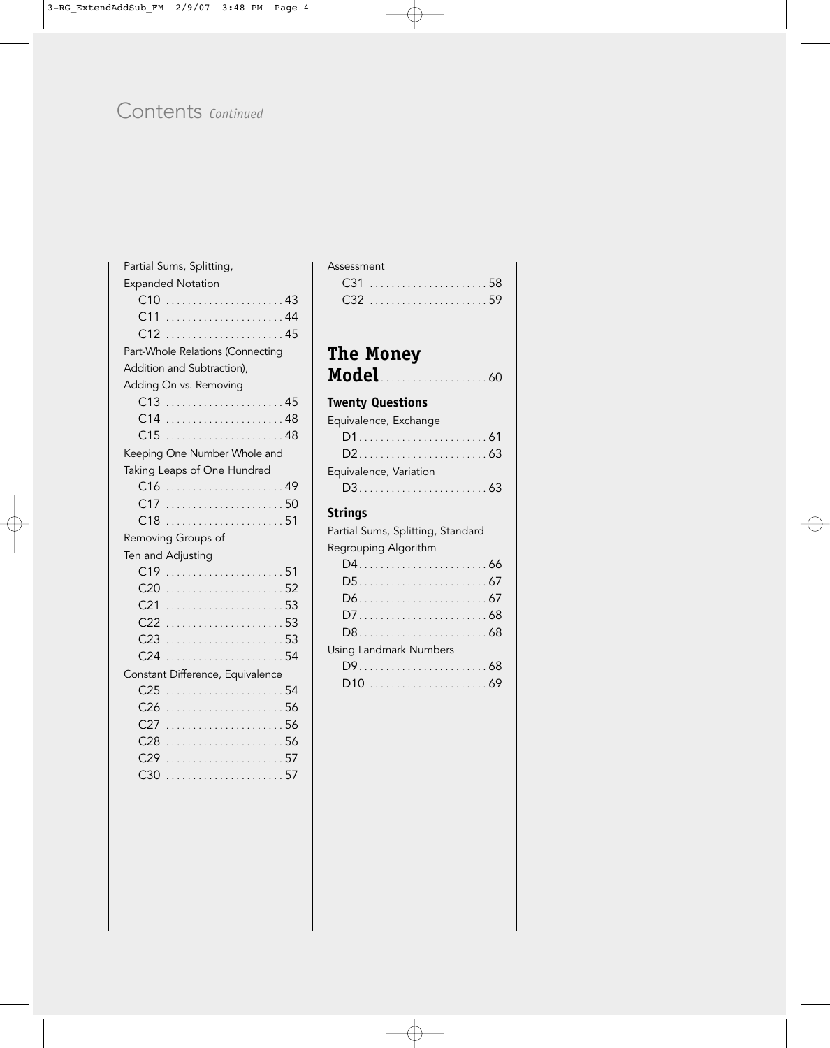# Contents *Continued*

Partial Sums, Splitting, Expanded Notation

- C10 . . . . . . . . . . . . . . . . . . . . . . 43
- C11 . . . . . . . . . . . . . . . . . . . . . . 44
- C12 . . . . . . . . . . . . . . . . . . . . . . 45

Part-Whole Relations (Connecting Addition and Subtraction), Adding On vs. Removing

- C13 . . . . . . . . . . . . . . . . . . . . . . 45
- C14 . . . . . . . . . . . . . . . . . . . . . . 48
- C15 . . . . . . . . . . . . . . . . . . . . . . 48

Keeping One Number Whole and Taking Leaps of One Hundred

- C16 . . . . . . . . . . . . . . . . . . . . . . 49
- C17 . . . . . . . . . . . . . . . . . . . . . . 50
- C18 . . . . . . . . . . . . . . . . . . . . . . 51

Removing Groups of Ten and Adjusting

- C19 . . . . . . . . . . . . . . . . . . . . . . 51
- C20 . . . . . . . . . . . . . . . . . . . . . . 52
- C21 . . . . . . . . . . . . . . . . . . . . . . 53
- C22 . . . . . . . . . . . . . . . . . . . . . . 53
- C23 . . . . . . . . . . . . . . . . . . . . . . 53
- C24 . . . . . . . . . . . . . . . . . . . . . . 54

Constant Difference, Equivalence

- C25 . . . . . . . . . . . . . . . . . . . . . . 54
- C26 . . . . . . . . . . . . . . . . . . . . . . 56
- C27 . . . . . . . . . . . . . . . . . . . . . . 56
- C28 . . . . . . . . . . . . . . . . . . . . . . 56
- C29 . . . . . . . . . . . . . . . . . . . . . . 57
- C30 . . . . . . . . . . . . . . . . . . . . . . 57

Assessment

- C31 . . . . . . . . . . . . . . . . . . . . . . 58
- C32 . . . . . . . . . . . . . . . . . . . . . . 59

## The Money Model . . . . . . . . . . . . . . . . . . . . 60

### Twenty Questions

Equivalence, Exchange

- D1. . . . . . . . . . . . . . . . . . . . . . . . 61
- D2. . . . . . . . . . . . . . . . . . . . . . . . 63

Equivalence, Variation

- D3. . . . . . . . . . . . . . . . . . . . . . . . 63

### Strings

Partial Sums, Splitting, Standard Regrouping Algorithm

- D4. . . . . . . . . . . . . . . . . . . . . . . . 66
- D5. . . . . . . . . . . . . . . . . . . . . . . . 67
- D6. . . . . . . . . . . . . . . . . . . . . . . . 67
- D7. . . . . . . . . . . . . . . . . . . . . . . . 68
- D8. . . . . . . . . . . . . . . . . . . . . . . . 68

Using Landmark Numbers

- D9. . . . . . . . . . . . . . . . . . . . . . . . 68
- D10 . . . . . . . . . . . . . . . . . . . . . . 69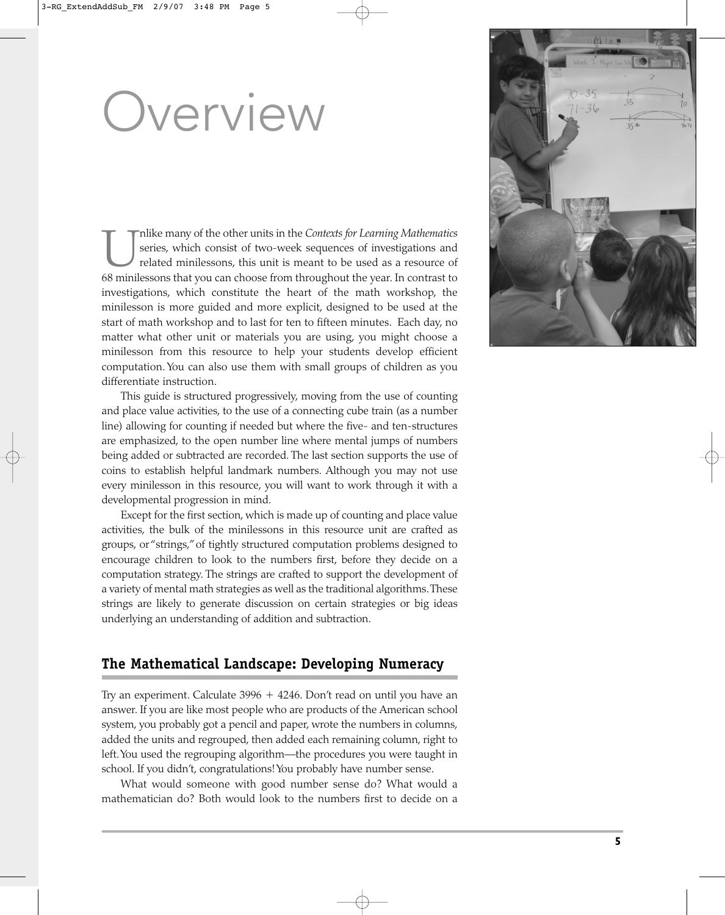# Overview

Unlike many of the other units in the *Contexts for Learning Mathematics* series, which consist of two-week sequences of investigations and related minilessons, this unit is meant to be used as a resource of 68 minilessons that you can choose from throughout the year. In contrast to investigations, which constitute the heart of the math workshop, the minilesson is more guided and more explicit, designed to be used at the start of math workshop and to last for ten to fifteen minutes. Each day, no matter what other unit or materials you are using, you might choose a minilesson from this resource to help your students develop efficient computation. You can also use them with small groups of children as you differentiate instruction.

This guide is structured progressively, moving from the use of counting and place value activities, to the use of a connecting cube train (as a number line) allowing for counting if needed but where the five- and ten-structures are emphasized, to the open number line where mental jumps of numbers being added or subtracted are recorded. The last section supports the use of coins to establish helpful landmark numbers. Although you may not use every minilesson in this resource, you will want to work through it with a developmental progression in mind.

Except for the first section, which is made up of counting and place value activities, the bulk of the minilessons in this resource unit are crafted as groups, or "strings," of tightly structured computation problems designed to encourage children to look to the numbers first, before they decide on a computation strategy. The strings are crafted to support the development of a variety of mental math strategies as well as the traditional algorithms. These strings are likely to generate discussion on certain strategies or big ideas underlying an understanding of addition and subtraction.

## The Mathematical Landscape: Developing Numeracy

Try an experiment. Calculate $3996 + 4246$. Don't read on until you have an answer. If you are like most people who are products of the American school system, you probably got a pencil and paper, wrote the numbers in columns, added the units and regrouped, then added each remaining column, right to left. You used the regrouping algorithm—the procedures you were taught in school. If you didn't, congratulations! You probably have number sense.

What would someone with good number sense do? What would a mathematician do? Both would look to the numbers first to decide on a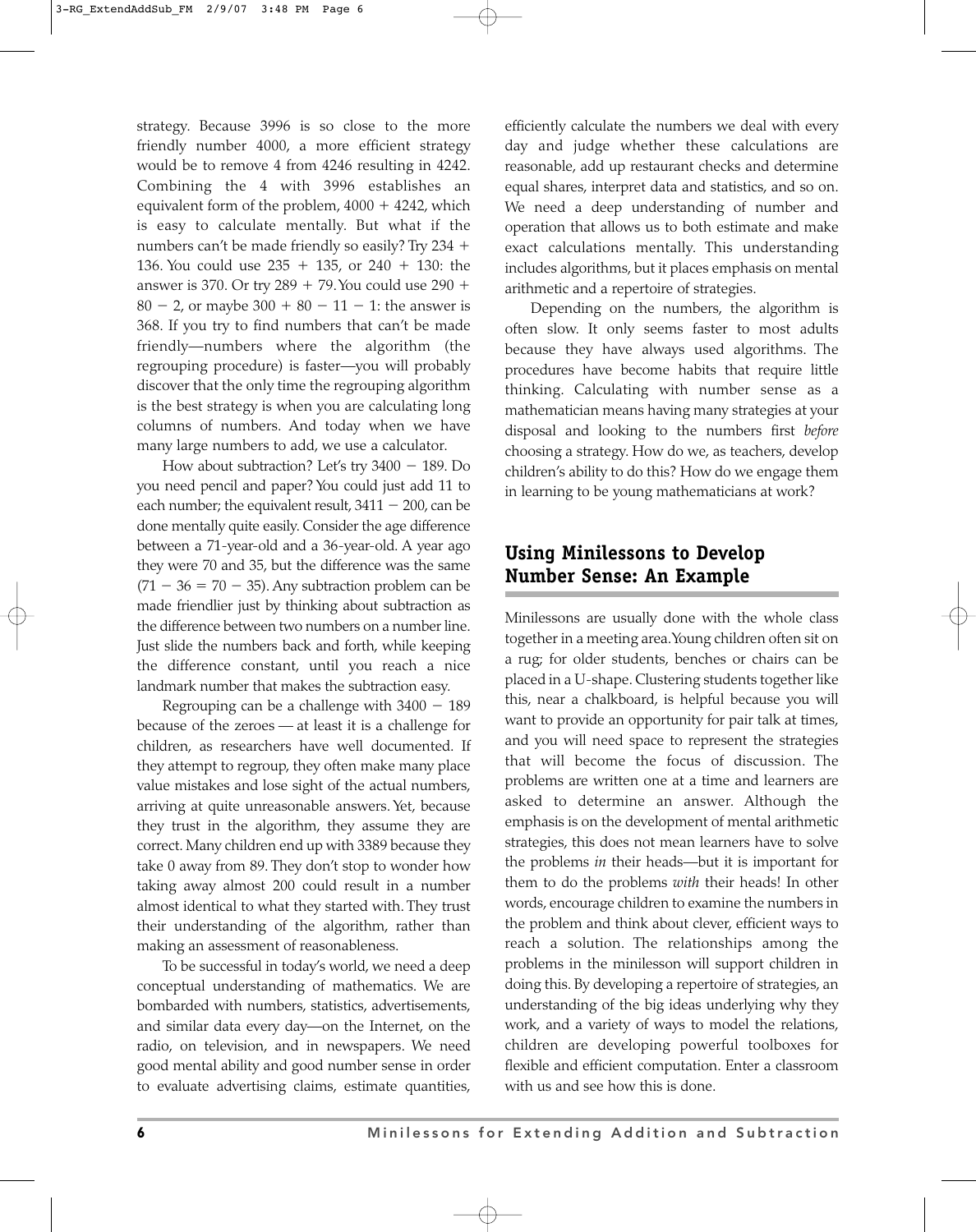strategy. Because 3996 is so close to the more friendly number 4000, a more efficient strategy would be to remove 4 from 4246 resulting in 4242. Combining the 4 with 3996 establishes an equivalent form of the problem, $4000 + 4242$, which is easy to calculate mentally. But what if the numbers can't be made friendly so easily? Try $234 + 136$. You could use $235 + 135$, or $240 + 130$: the answer is 370. Or try $289 + 79$. You could use $290 + 80 - 2$, or maybe $300 + 80 - 11 - 1$: the answer is 368. If you try to find numbers that can't be made friendly—numbers where the algorithm (the regrouping procedure) is faster—you will probably discover that the only time the regrouping algorithm is the best strategy is when you are calculating long columns of numbers. And today when we have many large numbers to add, we use a calculator.

How about subtraction? Let's try $3400 - 189$. Do you need pencil and paper? You could just add 11 to each number; the equivalent result, $3411 - 200$, can be done mentally quite easily. Consider the age difference between a 71-year-old and a 36-year-old. A year ago they were 70 and 35, but the difference was the same ($71 - 36 = 70 - 35$). Any subtraction problem can be made friendlier just by thinking about subtraction as the difference between two numbers on a number line. Just slide the numbers back and forth, while keeping the difference constant, until you reach a nice landmark number that makes the subtraction easy.

Regrouping can be a challenge with $3400 - 189$ because of the zeroes — at least it is a challenge for children, as researchers have well documented. If they attempt to regroup, they often make many place value mistakes and lose sight of the actual numbers, arriving at quite unreasonable answers. Yet, because they trust in the algorithm, they assume they are correct. Many children end up with 3389 because they take 0 away from 89. They don't stop to wonder how taking away almost 200 could result in a number almost identical to what they started with. They trust their understanding of the algorithm, rather than making an assessment of reasonableness.

To be successful in today's world, we need a deep conceptual understanding of mathematics. We are bombarded with numbers, statistics, advertisements, and similar data every day—on the Internet, on the radio, on television, and in newspapers. We need good mental ability and good number sense in order to evaluate advertising claims, estimate quantities, efficiently calculate the numbers we deal with every day and judge whether these calculations are reasonable, add up restaurant checks and determine equal shares, interpret data and statistics, and so on. We need a deep understanding of number and operation that allows us to both estimate and make exact calculations mentally. This understanding includes algorithms, but it places emphasis on mental arithmetic and a repertoire of strategies.

Depending on the numbers, the algorithm is often slow. It only seems faster to most adults because they have always used algorithms. The procedures have become habits that require little thinking. Calculating with number sense as a mathematician means having many strategies at your disposal and looking to the numbers first *before* choosing a strategy. How do we, as teachers, develop children's ability to do this? How do we engage them in learning to be young mathematicians at work?

## Using Minilessons to Develop Number Sense: An Example

Minilessons are usually done with the whole class together in a meeting area. Young children often sit on a rug; for older students, benches or chairs can be placed in a U-shape. Clustering students together like this, near a chalkboard, is helpful because you will want to provide an opportunity for pair talk at times, and you will need space to represent the strategies that will become the focus of discussion. The problems are written one at a time and learners are asked to determine an answer. Although the emphasis is on the development of mental arithmetic strategies, this does not mean learners have to solve the problems *in* their heads—but it is important for them to do the problems *with* their heads! In other words, encourage children to examine the numbers in the problem and think about clever, efficient ways to reach a solution. The relationships among the problems in the minilesson will support children in doing this. By developing a repertoire of strategies, an understanding of the big ideas underlying why they work, and a variety of ways to model the relations, children are developing powerful toolboxes for flexible and efficient computation. Enter a classroom with us and see how this is done.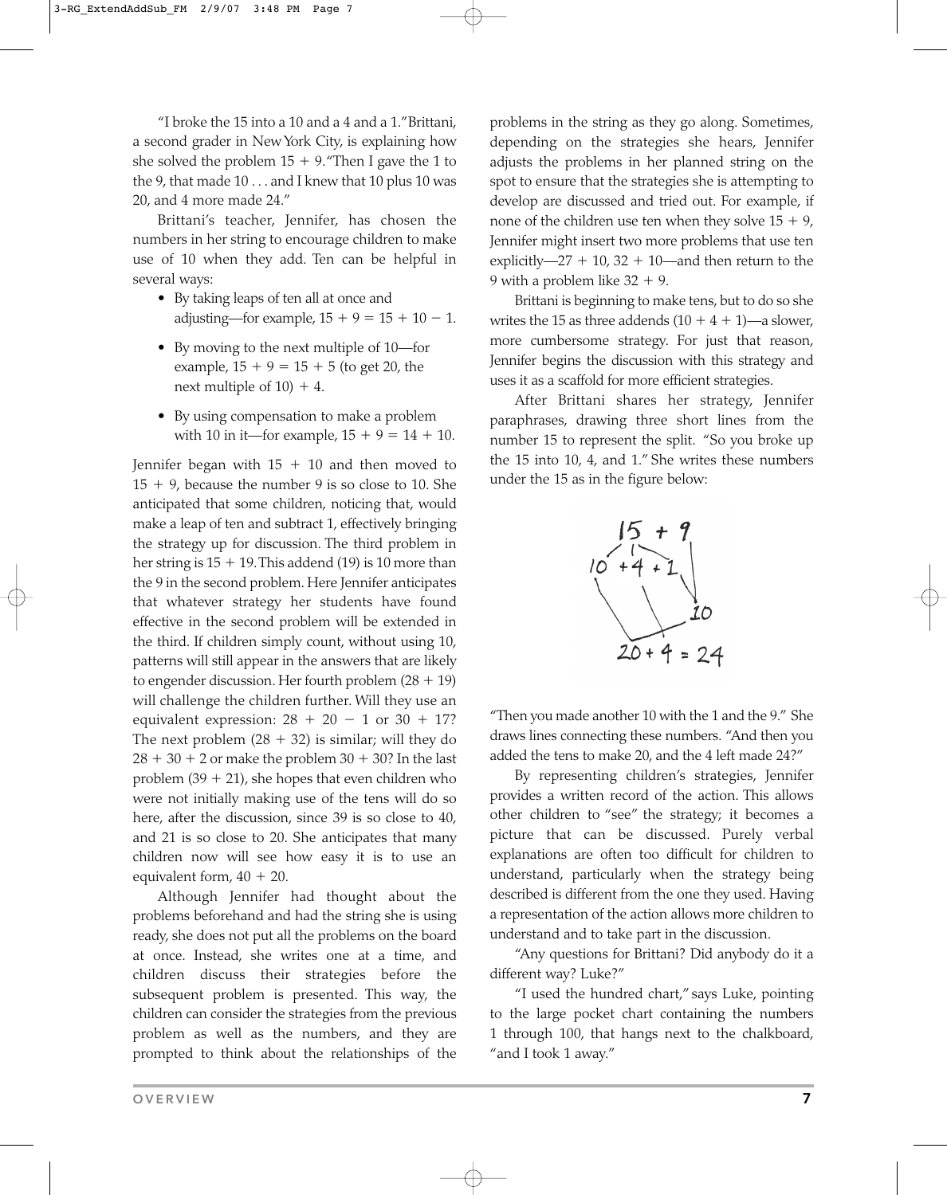"I broke the 15 into a 10 and a 4 and a 1." Brittani, a second grader in New York City, is explaining how she solved the problem $15 + 9$. "Then I gave the 1 to the 9, that made 10 . . . and I knew that 10 plus 10 was 20, and 4 more made 24."

Brittani's teacher, Jennifer, has chosen the numbers in her string to encourage children to make use of 10 when they add. Ten can be helpful in several ways:

- By taking leaps of ten all at once and adjusting—for example, $15 + 9 = 15 + 10 - 1$.
- By moving to the next multiple of 10—for example, $15 + 9 = 15 + 5$ (to get 20, the next multiple of 10) $+ 4$.
- By using compensation to make a problem with 10 in it—for example, $15 + 9 = 14 + 10$.

Jennifer began with $15 + 10$ and then moved to $15 + 9$, because the number 9 is so close to 10. She anticipated that some children, noticing that, would make a leap of ten and subtract 1, effectively bringing the strategy up for discussion. The third problem in her string is $15 + 19$. This addend (19) is 10 more than the 9 in the second problem. Here Jennifer anticipates that whatever strategy her students have found effective in the second problem will be extended in the third. If children simply count, without using 10, patterns will still appear in the answers that are likely to engender discussion. Her fourth problem $(28 + 19)$ will challenge the children further. Will they use an equivalent expression: $28 + 20 - 1$ or $30 + 17$? The next problem $(28 + 32)$ is similar; will they do $28 + 30 + 2$ or make the problem $30 + 30$? In the last problem $(39 + 21)$, she hopes that even children who were not initially making use of the tens will do so here, after the discussion, since 39 is so close to 40, and 21 is so close to 20. She anticipates that many children now will see how easy it is to use an equivalent form, $40 + 20$.

Although Jennifer had thought about the problems beforehand and had the string she is using ready, she does not put all the problems on the board at once. Instead, she writes one at a time, and children discuss their strategies before the subsequent problem is presented. This way, the children can consider the strategies from the previous problem as well as the numbers, and they are prompted to think about the relationships of the problems in the string as they go along. Sometimes, depending on the strategies she hears, Jennifer adjusts the problems in her planned string on the spot to ensure that the strategies she is attempting to develop are discussed and tried out. For example, if none of the children use ten when they solve $15 + 9$, Jennifer might insert two more problems that use ten explicitly—$27 + 10$, $32 + 10$—and then return to the 9 with a problem like $32 + 9$.

Brittani is beginning to make tens, but to do so she writes the 15 as three addends $(10 + 4 + 1)$—a slower, more cumbersome strategy. For just that reason, Jennifer begins the discussion with this strategy and uses it as a scaffold for more efficient strategies.

After Brittani shares her strategy, Jennifer paraphrases, drawing three short lines from the number 15 to represent the split. "So you broke up the 15 into 10, 4, and 1." She writes these numbers under the 15 as in the figure below:

$$15 + 9$$
$$10 + 4 + 1 \quad\quad 10$$
$$20 + 4 = 24$$

"Then you made another 10 with the 1 and the 9." She draws lines connecting these numbers. "And then you added the tens to make 20, and the 4 left made 24?"

By representing children's strategies, Jennifer provides a written record of the action. This allows other children to "see" the strategy; it becomes a picture that can be discussed. Purely verbal explanations are often too difficult for children to understand, particularly when the strategy being described is different from the one they used. Having a representation of the action allows more children to understand and to take part in the discussion.

"Any questions for Brittani? Did anybody do it a different way? Luke?"

"I used the hundred chart," says Luke, pointing to the large pocket chart containing the numbers 1 through 100, that hangs next to the chalkboard, "and I took 1 away."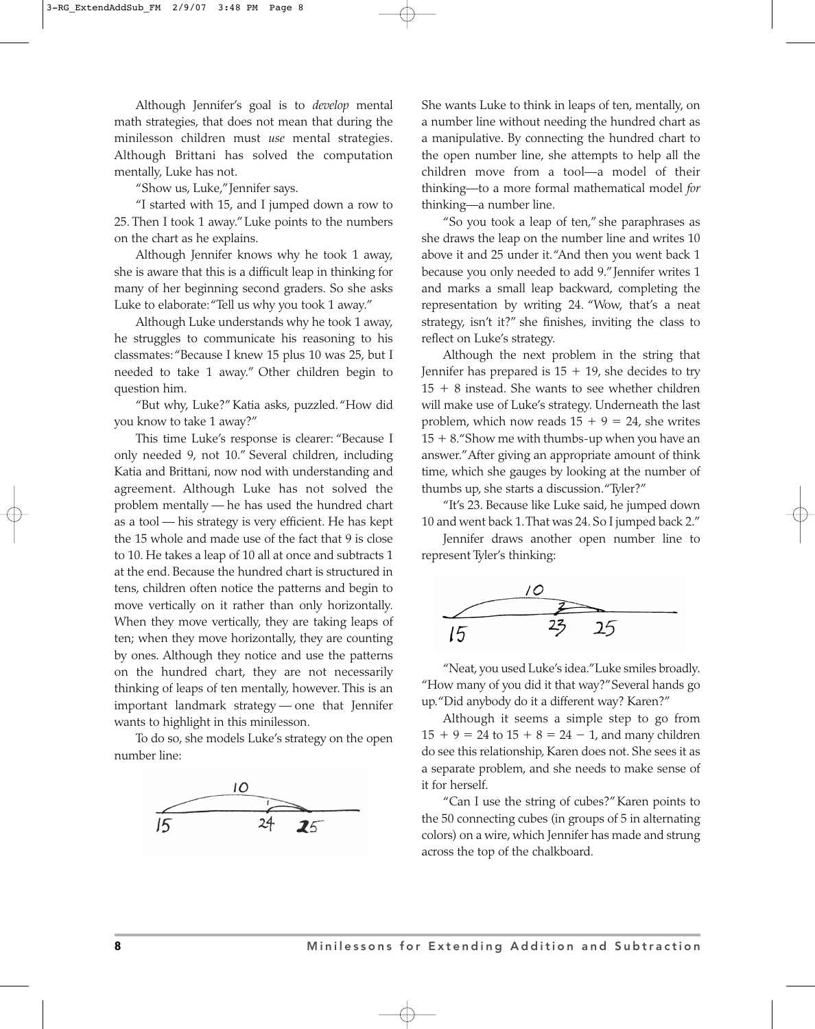Although Jennifer's goal is to *develop* mental math strategies, that does not mean that during the minilesson children must *use* mental strategies. Although Brittani has solved the computation mentally, Luke has not.

"Show us, Luke," Jennifer says.

"I started with 15, and I jumped down a row to 25. Then I took 1 away." Luke points to the numbers on the chart as he explains.

Although Jennifer knows why he took 1 away, she is aware that this is a difficult leap in thinking for many of her beginning second graders. So she asks Luke to elaborate: "Tell us why you took 1 away."

Although Luke understands why he took 1 away, he struggles to communicate his reasoning to his classmates: "Because I knew 15 plus 10 was 25, but I needed to take 1 away." Other children begin to question him.

"But why, Luke?" Katia asks, puzzled. "How did you know to take 1 away?"

This time Luke's response is clearer: "Because I only needed 9, not 10." Several children, including Katia and Brittani, now nod with understanding and agreement. Although Luke has not solved the problem mentally — he has used the hundred chart as a tool — his strategy is very efficient. He has kept the 15 whole and made use of the fact that 9 is close to 10. He takes a leap of 10 all at once and subtracts 1 at the end. Because the hundred chart is structured in tens, children often notice the patterns and begin to move vertically on it rather than only horizontally. When they move vertically, they are taking leaps of ten; when they move horizontally, they are counting by ones. Although they notice and use the patterns on the hundred chart, they are not necessarily thinking of leaps of ten mentally, however. This is an important landmark strategy — one that Jennifer wants to highlight in this minilesson.

To do so, she models Luke's strategy on the open number line:

She wants Luke to think in leaps of ten, mentally, on a number line without needing the hundred chart as a manipulative. By connecting the hundred chart to the open number line, she attempts to help all the children move from a tool—a model of their thinking—to a more formal mathematical model *for* thinking—a number line.

"So you took a leap of ten," she paraphrases as she draws the leap on the number line and writes 10 above it and 25 under it. "And then you went back 1 because you only needed to add 9." Jennifer writes 1 and marks a small leap backward, completing the representation by writing 24. "Wow, that's a neat strategy, isn't it?" she finishes, inviting the class to reflect on Luke's strategy.

Although the next problem in the string that Jennifer has prepared is $15 + 19$, she decides to try $15 + 8$ instead. She wants to see whether children will make use of Luke's strategy. Underneath the last problem, which now reads $15 + 9 = 24$, she writes $15 + 8$. "Show me with thumbs-up when you have an answer." After giving an appropriate amount of think time, which she gauges by looking at the number of thumbs up, she starts a discussion. "Tyler?"

"It's 23. Because like Luke said, he jumped down 10 and went back 1. That was 24. So I jumped back 2."

Jennifer draws another open number line to represent Tyler's thinking:

"Neat, you used Luke's idea." Luke smiles broadly. "How many of you did it that way?" Several hands go up. "Did anybody do it a different way? Karen?"

Although it seems a simple step to go from $15 + 9 = 24$ to $15 + 8 = 24 - 1$, and many children do see this relationship, Karen does not. She sees it as a separate problem, and she needs to make sense of it for herself.

"Can I use the string of cubes?" Karen points to the 50 connecting cubes (in groups of 5 in alternating colors) on a wire, which Jennifer has made and strung across the top of the chalkboard.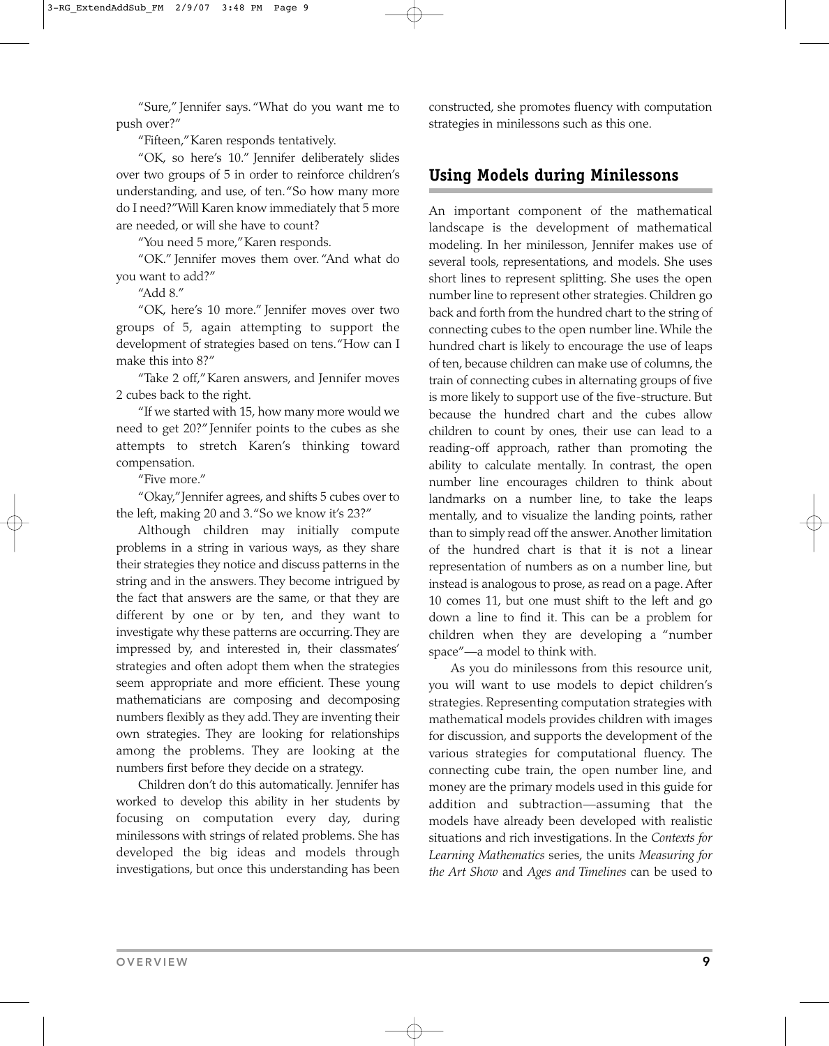"Sure," Jennifer says. "What do you want me to push over?"

"Fifteen," Karen responds tentatively.

"OK, so here's 10." Jennifer deliberately slides over two groups of 5 in order to reinforce children's understanding, and use, of ten. "So how many more do I need?" Will Karen know immediately that 5 more are needed, or will she have to count?

"You need 5 more," Karen responds.

"OK." Jennifer moves them over. "And what do you want to add?"

"Add 8."

"OK, here's 10 more." Jennifer moves over two groups of 5, again attempting to support the development of strategies based on tens. "How can I make this into 8?"

"Take 2 off," Karen answers, and Jennifer moves 2 cubes back to the right.

"If we started with 15, how many more would we need to get 20?" Jennifer points to the cubes as she attempts to stretch Karen's thinking toward compensation.

"Five more."

"Okay," Jennifer agrees, and shifts 5 cubes over to the left, making 20 and 3. "So we know it's 23?"

Although children may initially compute problems in a string in various ways, as they share their strategies they notice and discuss patterns in the string and in the answers. They become intrigued by the fact that answers are the same, or that they are different by one or by ten, and they want to investigate why these patterns are occurring. They are impressed by, and interested in, their classmates' strategies and often adopt them when the strategies seem appropriate and more efficient. These young mathematicians are composing and decomposing numbers flexibly as they add. They are inventing their own strategies. They are looking for relationships among the problems. They are looking at the numbers first before they decide on a strategy.

Children don't do this automatically. Jennifer has worked to develop this ability in her students by focusing on computation every day, during minilessons with strings of related problems. She has developed the big ideas and models through investigations, but once this understanding has been constructed, she promotes fluency with computation strategies in minilessons such as this one.

## Using Models during Minilessons

An important component of the mathematical landscape is the development of mathematical modeling. In her minilesson, Jennifer makes use of several tools, representations, and models. She uses short lines to represent splitting. She uses the open number line to represent other strategies. Children go back and forth from the hundred chart to the string of connecting cubes to the open number line. While the hundred chart is likely to encourage the use of leaps of ten, because children can make use of columns, the train of connecting cubes in alternating groups of five is more likely to support use of the five-structure. But because the hundred chart and the cubes allow children to count by ones, their use can lead to a reading-off approach, rather than promoting the ability to calculate mentally. In contrast, the open number line encourages children to think about landmarks on a number line, to take the leaps mentally, and to visualize the landing points, rather than to simply read off the answer. Another limitation of the hundred chart is that it is not a linear representation of numbers as on a number line, but instead is analogous to prose, as read on a page. After 10 comes 11, but one must shift to the left and go down a line to find it. This can be a problem for children when they are developing a "number space"—a model to think with.

As you do minilessons from this resource unit, you will want to use models to depict children's strategies. Representing computation strategies with mathematical models provides children with images for discussion, and supports the development of the various strategies for computational fluency. The connecting cube train, the open number line, and money are the primary models used in this guide for addition and subtraction—assuming that the models have already been developed with realistic situations and rich investigations. In the *Contexts for Learning Mathematics* series, the units *Measuring for the Art Show* and *Ages and Timelines* can be used to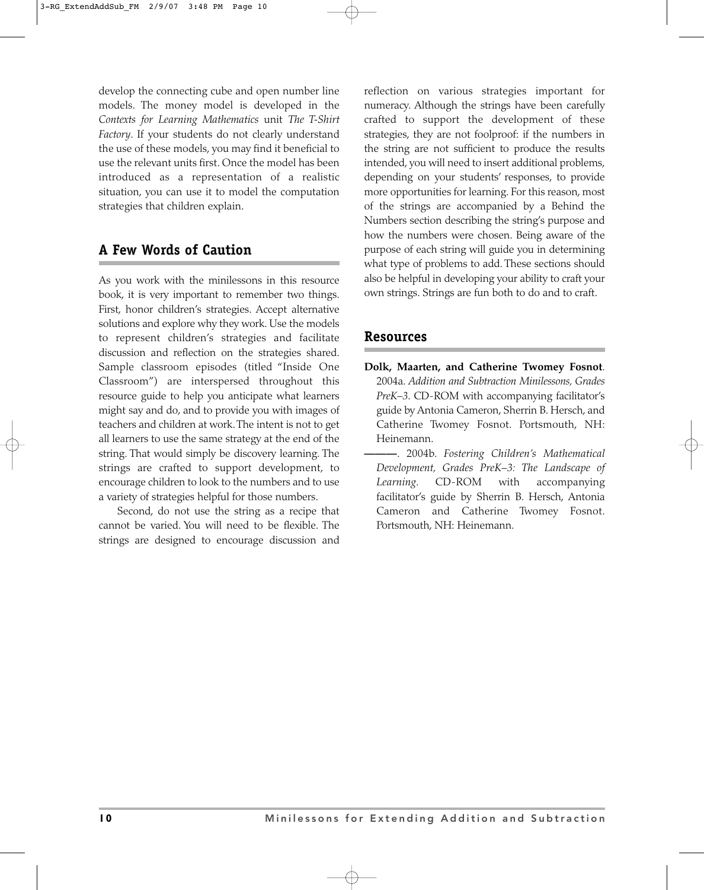develop the connecting cube and open number line models. The money model is developed in the *Contexts for Learning Mathematics* unit *The T-Shirt Factory*. If your students do not clearly understand the use of these models, you may find it beneficial to use the relevant units first. Once the model has been introduced as a representation of a realistic situation, you can use it to model the computation strategies that children explain.

## A Few Words of Caution

As you work with the minilessons in this resource book, it is very important to remember two things. First, honor children's strategies. Accept alternative solutions and explore why they work. Use the models to represent children's strategies and facilitate discussion and reflection on the strategies shared. Sample classroom episodes (titled "Inside One Classroom") are interspersed throughout this resource guide to help you anticipate what learners might say and do, and to provide you with images of teachers and children at work. The intent is not to get all learners to use the same strategy at the end of the string. That would simply be discovery learning. The strings are crafted to support development, to encourage children to look to the numbers and to use a variety of strategies helpful for those numbers.

Second, do not use the string as a recipe that cannot be varied. You will need to be flexible. The strings are designed to encourage discussion and reflection on various strategies important for numeracy. Although the strings have been carefully crafted to support the development of these strategies, they are not foolproof: if the numbers in the string are not sufficient to produce the results intended, you will need to insert additional problems, depending on your students' responses, to provide more opportunities for learning. For this reason, most of the strings are accompanied by a Behind the Numbers section describing the string's purpose and how the numbers were chosen. Being aware of the purpose of each string will guide you in determining what type of problems to add. These sections should also be helpful in developing your ability to craft your own strings. Strings are fun both to do and to craft.

## Resources

**Dolk, Maarten, and Catherine Twomey Fosnot**. 2004a. *Addition and Subtraction Minilessons, Grades PreK–3*. CD-ROM with accompanying facilitator's guide by Antonia Cameron, Sherrin B. Hersch, and Catherine Twomey Fosnot. Portsmouth, NH: Heinemann.

———. 2004b. *Fostering Children's Mathematical Development, Grades PreK–3: The Landscape of Learning*. CD-ROM with accompanying facilitator's guide by Sherrin B. Hersch, Antonia Cameron and Catherine Twomey Fosnot. Portsmouth, NH: Heinemann.